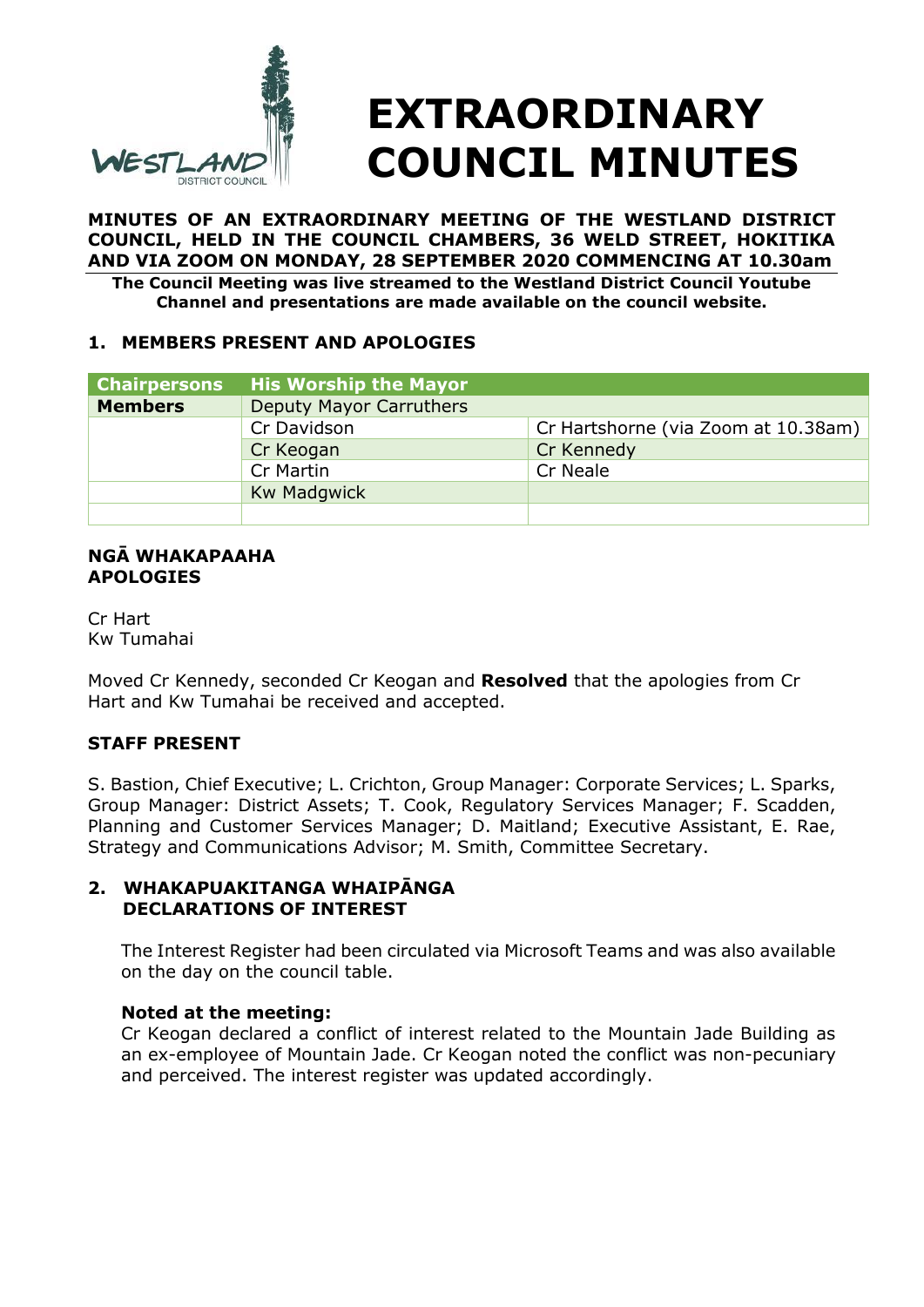# EXTRAORDINARY COUNCIL MINUTES

**MINUTES OF AN EXTRAORDINARY MEETING OF THE WESTLAND DISTRICT COUNCIL, HELD IN THE COUNCIL CHAMBERS, 36 WELD STREET, HOKITIKA AND VIA ZOOM ON MONDAY, 28 SEPTEMBER 2020 COMMENCING AT 10.30am**

**The Council Meeting was live streamed to the Westland District Council Youtube Channel and presentations are made available on the council website.**

## 1. MEMBERS PRESENT AND APOLOGIES

| Chairpersons | His Worship the Mayor | |
|---|---|---|
| **Members** | Deputy Mayor Carruthers | |
| | Cr Davidson | Cr Hartshorne (via Zoom at 10.38am) |
| | Cr Keogan | Cr Kennedy |
| | Cr Martin | Cr Neale |
| | Kw Madgwick | |
| | | |

**NGĀ WHAKAPAAHA**
**APOLOGIES**

Cr Hart
Kw Tumahai

Moved Cr Kennedy, seconded Cr Keogan and **Resolved** that the apologies from Cr Hart and Kw Tumahai be received and accepted.

**STAFF PRESENT**

S. Bastion, Chief Executive; L. Crichton, Group Manager: Corporate Services; L. Sparks, Group Manager: District Assets; T. Cook, Regulatory Services Manager; F. Scadden, Planning and Customer Services Manager; D. Maitland; Executive Assistant, E. Rae, Strategy and Communications Advisor; M. Smith, Committee Secretary.

## 2. WHAKAPUAKITANGA WHAIPĀNGA DECLARATIONS OF INTEREST

The Interest Register had been circulated via Microsoft Teams and was also available on the day on the council table.

**Noted at the meeting:**
Cr Keogan declared a conflict of interest related to the Mountain Jade Building as an ex-employee of Mountain Jade. Cr Keogan noted the conflict was non-pecuniary and perceived. The interest register was updated accordingly.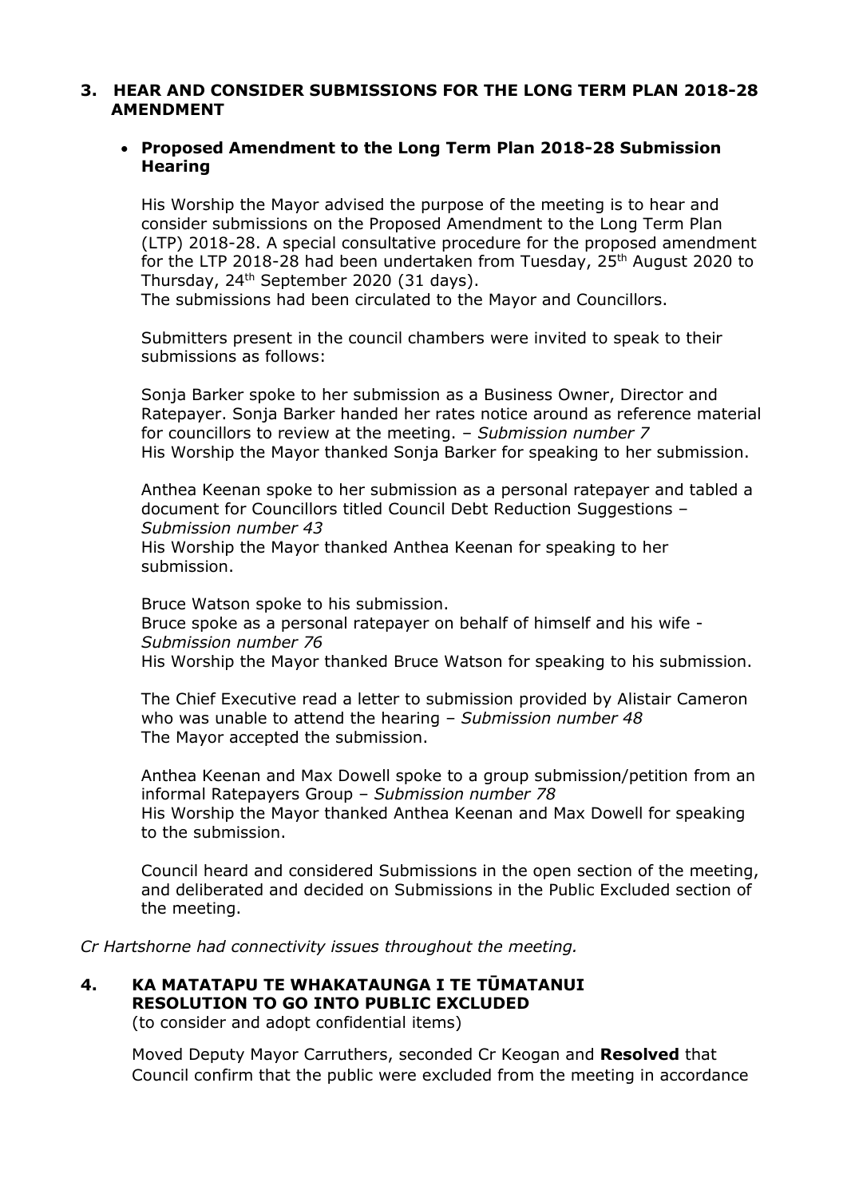## 3. HEAR AND CONSIDER SUBMISSIONS FOR THE LONG TERM PLAN 2018-28 AMENDMENT

- **Proposed Amendment to the Long Term Plan 2018-28 Submission Hearing**

His Worship the Mayor advised the purpose of the meeting is to hear and consider submissions on the Proposed Amendment to the Long Term Plan (LTP) 2018-28. A special consultative procedure for the proposed amendment for the LTP 2018-28 had been undertaken from Tuesday, 25th August 2020 to Thursday, 24th September 2020 (31 days).
The submissions had been circulated to the Mayor and Councillors.

Submitters present in the council chambers were invited to speak to their submissions as follows:

Sonja Barker spoke to her submission as a Business Owner, Director and Ratepayer. Sonja Barker handed her rates notice around as reference material for councillors to review at the meeting. – *Submission number 7*
His Worship the Mayor thanked Sonja Barker for speaking to her submission.

Anthea Keenan spoke to her submission as a personal ratepayer and tabled a document for Councillors titled Council Debt Reduction Suggestions – *Submission number 43*
His Worship the Mayor thanked Anthea Keenan for speaking to her submission.

Bruce Watson spoke to his submission.
Bruce spoke as a personal ratepayer on behalf of himself and his wife - *Submission number 76*
His Worship the Mayor thanked Bruce Watson for speaking to his submission.

The Chief Executive read a letter to submission provided by Alistair Cameron who was unable to attend the hearing – *Submission number 48*
The Mayor accepted the submission.

Anthea Keenan and Max Dowell spoke to a group submission/petition from an informal Ratepayers Group – *Submission number 78*
His Worship the Mayor thanked Anthea Keenan and Max Dowell for speaking to the submission.

Council heard and considered Submissions in the open section of the meeting, and deliberated and decided on Submissions in the Public Excluded section of the meeting.

*Cr Hartshorne had connectivity issues throughout the meeting.*

## 4. KA MATATAPU TE WHAKATAUNGA I TE TŪMATANUI RESOLUTION TO GO INTO PUBLIC EXCLUDED

(to consider and adopt confidential items)

Moved Deputy Mayor Carruthers, seconded Cr Keogan and **Resolved** that Council confirm that the public were excluded from the meeting in accordance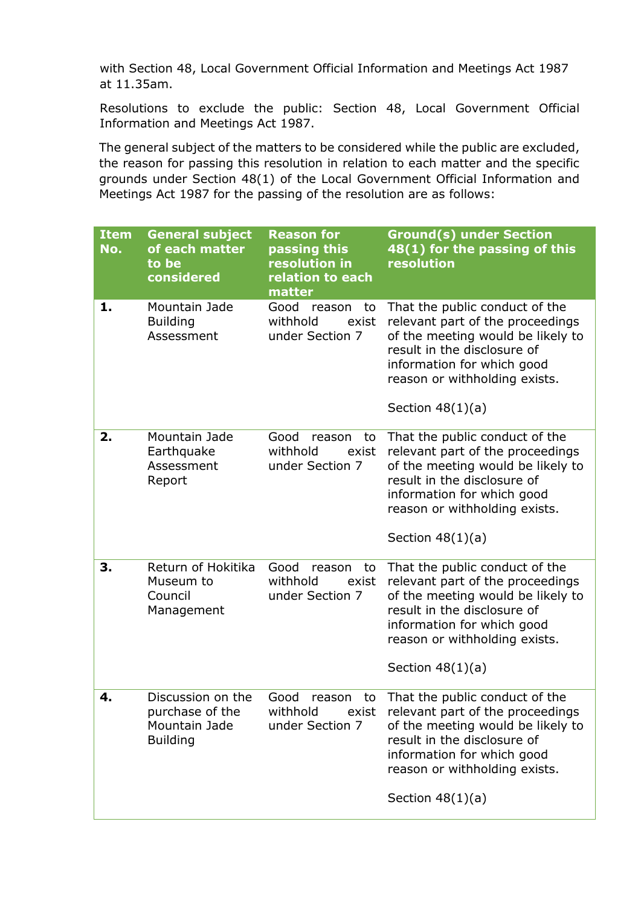with Section 48, Local Government Official Information and Meetings Act 1987 at 11.35am.

Resolutions to exclude the public: Section 48, Local Government Official Information and Meetings Act 1987.

The general subject of the matters to be considered while the public are excluded, the reason for passing this resolution in relation to each matter and the specific grounds under Section 48(1) of the Local Government Official Information and Meetings Act 1987 for the passing of the resolution are as follows:

| Item No. | General subject of each matter to be considered | Reason for passing this resolution in relation to each matter | Ground(s) under Section 48(1) for the passing of this resolution |
|---|---|---|---|
| **1.** | Mountain Jade Building Assessment | Good reason to withhold exist under Section 7 | That the public conduct of the relevant part of the proceedings of the meeting would be likely to result in the disclosure of information for which good reason or withholding exists.<br><br>Section 48(1)(a) |
| **2.** | Mountain Jade Earthquake Assessment Report | Good reason to withhold exist under Section 7 | That the public conduct of the relevant part of the proceedings of the meeting would be likely to result in the disclosure of information for which good reason or withholding exists.<br><br>Section 48(1)(a) |
| **3.** | Return of Hokitika Museum to Council Management | Good reason to withhold exist under Section 7 | That the public conduct of the relevant part of the proceedings of the meeting would be likely to result in the disclosure of information for which good reason or withholding exists.<br><br>Section 48(1)(a) |
| **4.** | Discussion on the purchase of the Mountain Jade Building | Good reason to withhold exist under Section 7 | That the public conduct of the relevant part of the proceedings of the meeting would be likely to result in the disclosure of information for which good reason or withholding exists.<br><br>Section 48(1)(a) |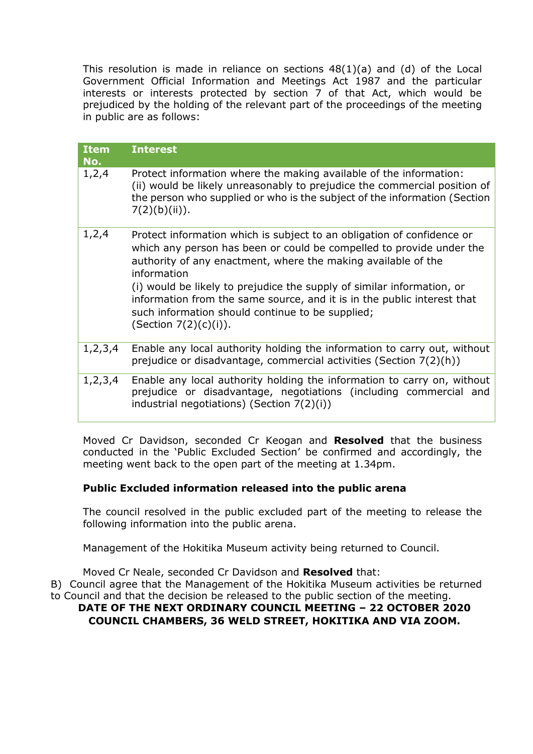This resolution is made in reliance on sections 48(1)(a) and (d) of the Local Government Official Information and Meetings Act 1987 and the particular interests or interests protected by section 7 of that Act, which would be prejudiced by the holding of the relevant part of the proceedings of the meeting in public are as follows:

| Item No. | Interest |
|---|---|
| 1,2,4 | Protect information where the making available of the information: (ii) would be likely unreasonably to prejudice the commercial position of the person who supplied or who is the subject of the information (Section 7(2)(b)(ii)). |
| 1,2,4 | Protect information which is subject to an obligation of confidence or which any person has been or could be compelled to provide under the authority of any enactment, where the making available of the information (i) would be likely to prejudice the supply of similar information, or information from the same source, and it is in the public interest that such information should continue to be supplied; (Section 7(2)(c)(i)). |
| 1,2,3,4 | Enable any local authority holding the information to carry out, without prejudice or disadvantage, commercial activities (Section 7(2)(h)) |
| 1,2,3,4 | Enable any local authority holding the information to carry on, without prejudice or disadvantage, negotiations (including commercial and industrial negotiations) (Section 7(2)(i)) |

Moved Cr Davidson, seconded Cr Keogan and **Resolved** that the business conducted in the 'Public Excluded Section' be confirmed and accordingly, the meeting went back to the open part of the meeting at 1.34pm.

**Public Excluded information released into the public arena**

The council resolved in the public excluded part of the meeting to release the following information into the public arena.

Management of the Hokitika Museum activity being returned to Council.

Moved Cr Neale, seconded Cr Davidson and **Resolved** that:

B) Council agree that the Management of the Hokitika Museum activities be returned to Council and that the decision be released to the public section of the meeting.

**DATE OF THE NEXT ORDINARY COUNCIL MEETING – 22 OCTOBER 2020 COUNCIL CHAMBERS, 36 WELD STREET, HOKITIKA AND VIA ZOOM.**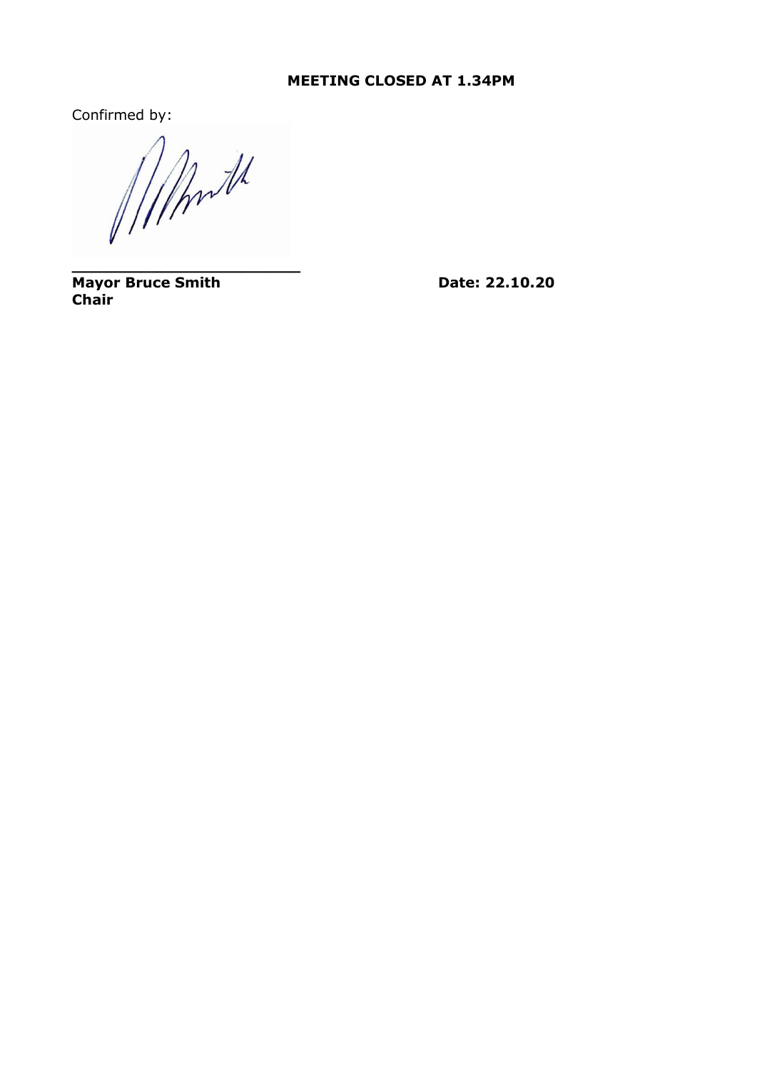**MEETING CLOSED AT 1.34PM**

Confirmed by:

\_\_\_\_\_\_\_\_\_\_\_\_\_\_\_\_\_\_\_\_\_\_\_\_

**Mayor Bruce Smith**
**Chair**

**Date: 22.10.20**